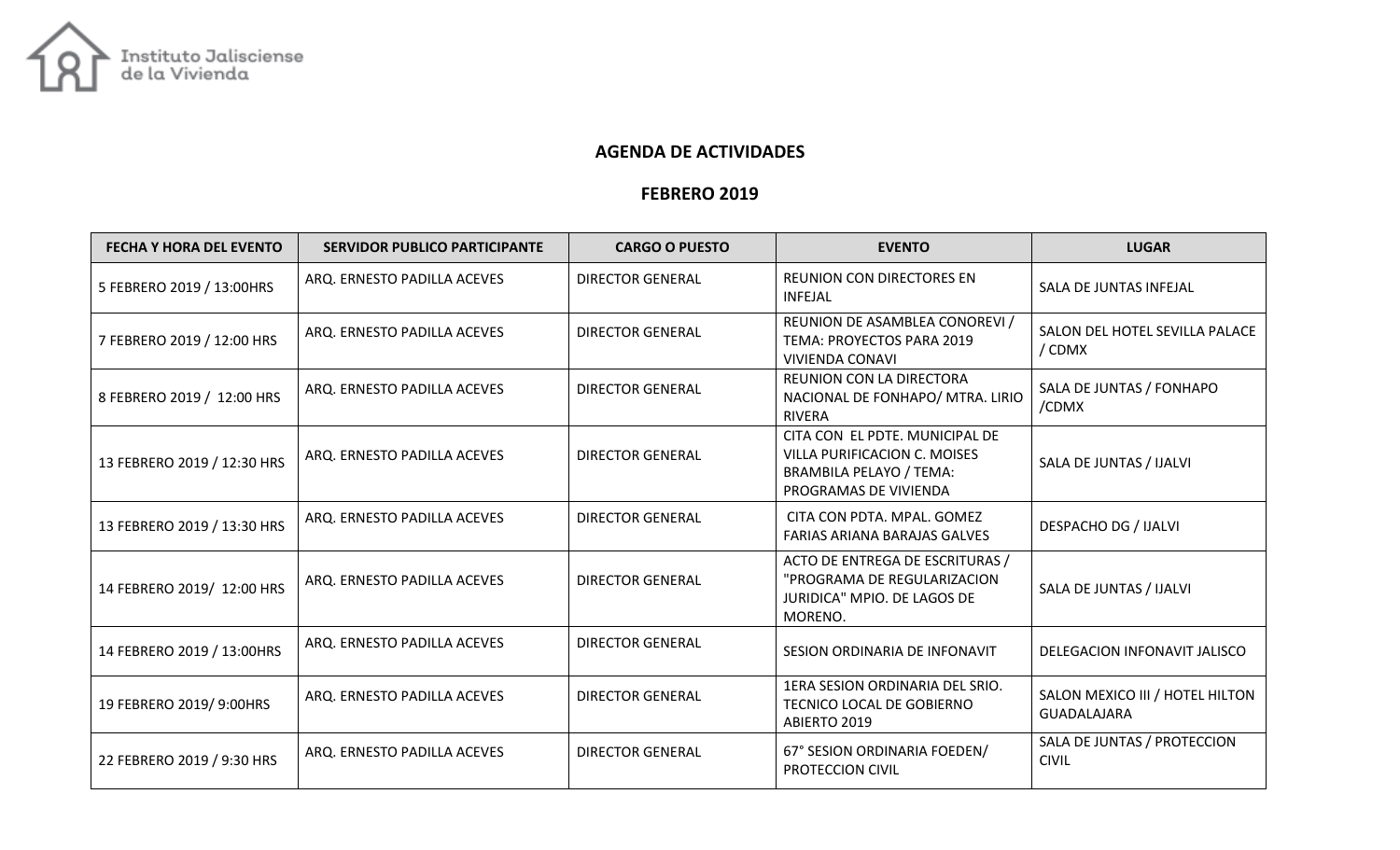Instituto Jalisciense de la Vivienda

## AGENDA DE ACTIVIDADES

## FEBRERO 2019

| FECHA Y HORA DEL EVENTO | SERVIDOR PUBLICO PARTICIPANTE | CARGO O PUESTO | EVENTO | LUGAR |
|---|---|---|---|---|
| 5 FEBRERO 2019 / 13:00HRS | ARQ. ERNESTO PADILLA ACEVES | DIRECTOR GENERAL | REUNION CON DIRECTORES EN INFEJAL | SALA DE JUNTAS INFEJAL |
| 7 FEBRERO 2019 / 12:00 HRS | ARQ. ERNESTO PADILLA ACEVES | DIRECTOR GENERAL | REUNION DE ASAMBLEA CONOREVI / TEMA: PROYECTOS PARA 2019 VIVIENDA CONAVI | SALON DEL HOTEL SEVILLA PALACE / CDMX |
| 8 FEBRERO 2019 / 12:00 HRS | ARQ. ERNESTO PADILLA ACEVES | DIRECTOR GENERAL | REUNION CON LA DIRECTORA NACIONAL DE FONHAPO/ MTRA. LIRIO RIVERA | SALA DE JUNTAS / FONHAPO /CDMX |
| 13 FEBRERO 2019 / 12:30 HRS | ARQ. ERNESTO PADILLA ACEVES | DIRECTOR GENERAL | CITA CON EL PDTE. MUNICIPAL DE VILLA PURIFICACION C. MOISES BRAMBILA PELAYO / TEMA: PROGRAMAS DE VIVIENDA | SALA DE JUNTAS / IJALVI |
| 13 FEBRERO 2019 / 13:30 HRS | ARQ. ERNESTO PADILLA ACEVES | DIRECTOR GENERAL | CITA CON PDTA. MPAL. GOMEZ FARIAS ARIANA BARAJAS GALVES | DESPACHO DG / IJALVI |
| 14 FEBRERO 2019/ 12:00 HRS | ARQ. ERNESTO PADILLA ACEVES | DIRECTOR GENERAL | ACTO DE ENTREGA DE ESCRITURAS / "PROGRAMA DE REGULARIZACION JURIDICA" MPIO. DE LAGOS DE MORENO. | SALA DE JUNTAS / IJALVI |
| 14 FEBRERO 2019 / 13:00HRS | ARQ. ERNESTO PADILLA ACEVES | DIRECTOR GENERAL | SESION ORDINARIA DE INFONAVIT | DELEGACION INFONAVIT JALISCO |
| 19 FEBRERO 2019/ 9:00HRS | ARQ. ERNESTO PADILLA ACEVES | DIRECTOR GENERAL | 1ERA SESION ORDINARIA DEL SRIO. TECNICO LOCAL DE GOBIERNO ABIERTO 2019 | SALON MEXICO III / HOTEL HILTON GUADALAJARA |
| 22 FEBRERO 2019 / 9:30 HRS | ARQ. ERNESTO PADILLA ACEVES | DIRECTOR GENERAL | 67° SESION ORDINARIA FOEDEN/ PROTECCION CIVIL | SALA DE JUNTAS / PROTECCION CIVIL |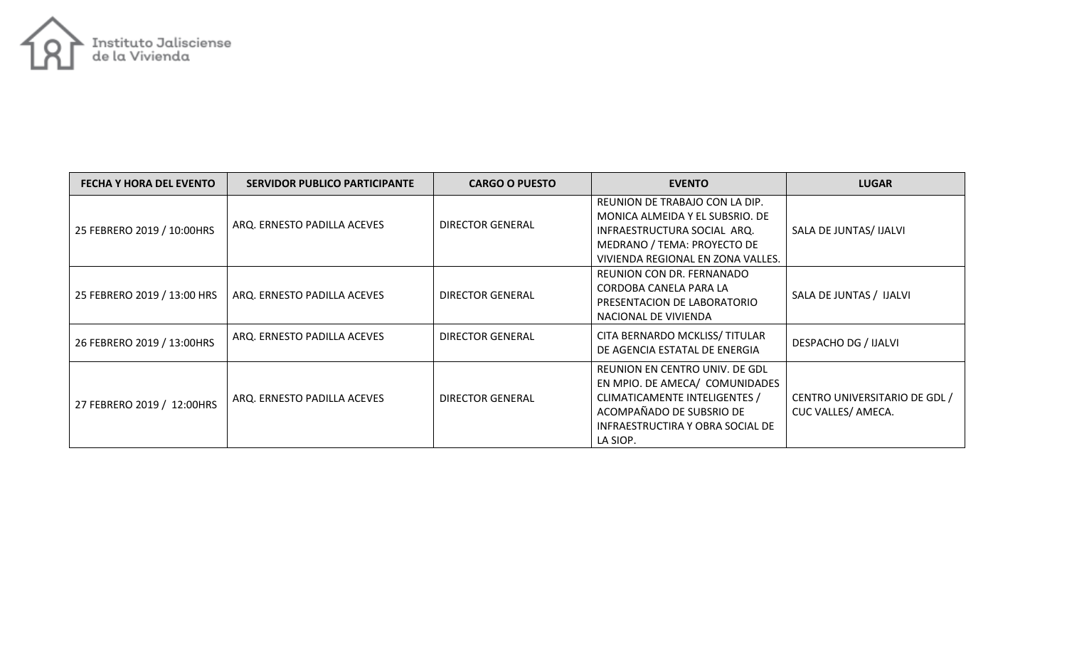| FECHA Y HORA DEL EVENTO | SERVIDOR PUBLICO PARTICIPANTE | CARGO O PUESTO | EVENTO | LUGAR |
|---|---|---|---|---|
| 25 FEBRERO 2019 / 10:00HRS | ARQ. ERNESTO PADILLA ACEVES | DIRECTOR GENERAL | REUNION DE TRABAJO CON LA DIP. MONICA ALMEIDA Y EL SUBSRIO. DE INFRAESTRUCTURA SOCIAL ARQ. MEDRANO / TEMA: PROYECTO DE VIVIENDA REGIONAL EN ZONA VALLES. | SALA DE JUNTAS/ IJALVI |
| 25 FEBRERO 2019 / 13:00 HRS | ARQ. ERNESTO PADILLA ACEVES | DIRECTOR GENERAL | REUNION CON DR. FERNANADO CORDOBA CANELA PARA LA PRESENTACION DE LABORATORIO NACIONAL DE VIVIENDA | SALA DE JUNTAS / IJALVI |
| 26 FEBRERO 2019 / 13:00HRS | ARQ. ERNESTO PADILLA ACEVES | DIRECTOR GENERAL | CITA BERNARDO MCKLISS/ TITULAR DE AGENCIA ESTATAL DE ENERGIA | DESPACHO DG / IJALVI |
| 27 FEBRERO 2019 / 12:00HRS | ARQ. ERNESTO PADILLA ACEVES | DIRECTOR GENERAL | REUNION EN CENTRO UNIV. DE GDL EN MPIO. DE AMECA/ COMUNIDADES CLIMATICAMENTE INTELIGENTES / ACOMPAÑADO DE SUBSRIO DE INFRAESTRUCTIRA Y OBRA SOCIAL DE LA SIOP. | CENTRO UNIVERSITARIO DE GDL / CUC VALLES/ AMECA. |